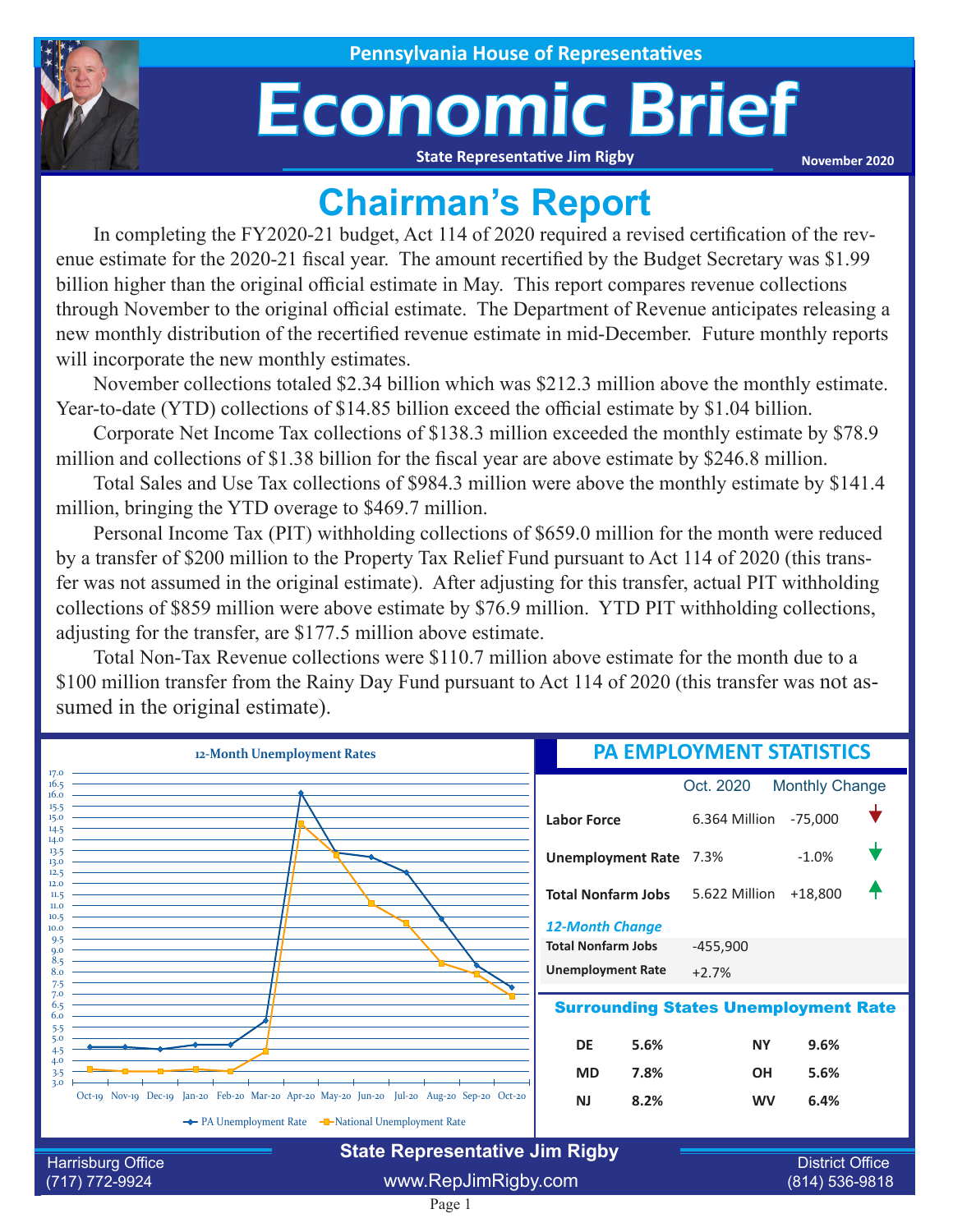# Pennsylvania House of Representatives

# Economic Brief

**State Representative Jim Rigby**

**November 2020**

## Chairman's Report

In completing the FY2020-21 budget, Act 114 of 2020 required a revised certification of the revenue estimate for the 2020-21 fiscal year. The amount recertified by the Budget Secretary was $1.99 billion higher than the original official estimate in May. This report compares revenue collections through November to the original official estimate. The Department of Revenue anticipates releasing a new monthly distribution of the recertified revenue estimate in mid-December. Future monthly reports will incorporate the new monthly estimates.

November collections totaled $2.34 billion which was $212.3 million above the monthly estimate. Year-to-date (YTD) collections of $14.85 billion exceed the official estimate by $1.04 billion.

Corporate Net Income Tax collections of $138.3 million exceeded the monthly estimate by $78.9 million and collections of $1.38 billion for the fiscal year are above estimate by $246.8 million.

Total Sales and Use Tax collections of $984.3 million were above the monthly estimate by $141.4 million, bringing the YTD overage to $469.7 million.

Personal Income Tax (PIT) withholding collections of $659.0 million for the month were reduced by a transfer of $200 million to the Property Tax Relief Fund pursuant to Act 114 of 2020 (this transfer was not assumed in the original estimate). After adjusting for this transfer, actual PIT withholding collections of $859 million were above estimate by $76.9 million. YTD PIT withholding collections, adjusting for the transfer, are $177.5 million above estimate.

Total Non-Tax Revenue collections were $110.7 million above estimate for the month due to a $100 million transfer from the Rainy Day Fund pursuant to Act 114 of 2020 (this transfer was not assumed in the original estimate).

### 12-Month Unemployment Rates

| Month | PA Unemployment Rate | National Unemployment Rate |
|---|---|---|
| Oct-19 | 4.6 | 3.6 |
| Nov-19 | 4.6 | 3.5 |
| Dec-19 | 4.5 | 3.5 |
| Jan-20 | 4.7 | 3.6 |
| Feb-20 | 4.7 | 3.5 |
| Mar-20 | 5.8 | 4.4 |
| Apr-20 | 16.1 | 14.7 |
| May-20 | 13.4 | 13.3 |
| Jun-20 | 13.2 | 11.1 |
| Jul-20 | 12.5 | 10.2 |
| Aug-20 | 10.4 | 8.4 |
| Sep-20 | 8.3 | 7.9 |
| Oct-20 | 7.3 | 6.9 |

## PA EMPLOYMENT STATISTICS

| | Oct. 2020 | Monthly Change |
|---|---|---|
| **Labor Force** | 6.364 Million | -75,000 |
| **Unemployment Rate** | 7.3% | -1.0% |
| **Total Nonfarm Jobs** | 5.622 Million | +18,800 |

*12-Month Change*

| | |
|---|---|
| **Total Nonfarm Jobs** | -455,900 |
| **Unemployment Rate** | +2.7% |

### Surrounding States Unemployment Rate

| State | Rate | State | Rate |
|---|---|---|---|
| DE | 5.6% | NY | 9.6% |
| MD | 7.8% | OH | 5.6% |
| NJ | 8.2% | WV | 6.4% |

**State Representative Jim Rigby**

Harrisburg Office (717) 772-9924 | www.RepJimRigby.com | District Office (814) 536-9818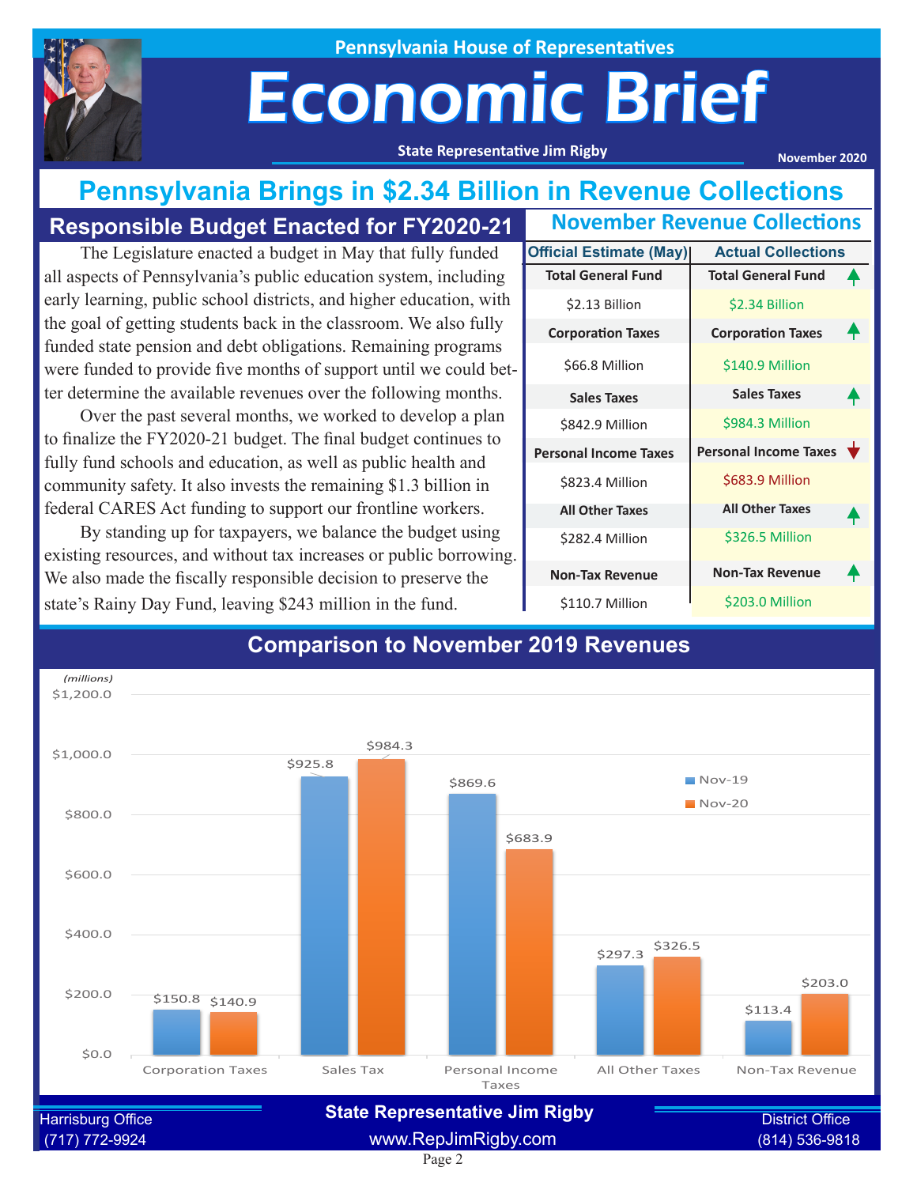Pennsylvania House of Representatives

# Economic Brief

State Representative Jim Rigby

November 2020

## Pennsylvania Brings in $2.34 Billion in Revenue Collections

### Responsible Budget Enacted for FY2020-21

The Legislature enacted a budget in May that fully funded all aspects of Pennsylvania's public education system, including early learning, public school districts, and higher education, with the goal of getting students back in the classroom. We also fully funded state pension and debt obligations. Remaining programs were funded to provide five months of support until we could better determine the available revenues over the following months.

Over the past several months, we worked to develop a plan to finalize the FY2020-21 budget. The final budget continues to fully fund schools and education, as well as public health and community safety. It also invests the remaining $1.3 billion in federal CARES Act funding to support our frontline workers.

By standing up for taxpayers, we balance the budget using existing resources, and without tax increases or public borrowing. We also made the fiscally responsible decision to preserve the state's Rainy Day Fund, leaving $243 million in the fund.

### November Revenue Collections

| Official Estimate (May) | Actual Collections |
|---|---|
| **Total General Fund** | **Total General Fund** ▲ |
| $2.13 Billion | $2.34 Billion |
| **Corporation Taxes** | **Corporation Taxes** ▲ |
| $66.8 Million | $140.9 Million |
| **Sales Taxes** | **Sales Taxes** ▲ |
| $842.9 Million | $984.3 Million |
| **Personal Income Taxes** | **Personal Income Taxes** ▼ |
| $823.4 Million | $683.9 Million |
| **All Other Taxes** | **All Other Taxes** ▲ |
| $282.4 Million | $326.5 Million |
| **Non-Tax Revenue** | **Non-Tax Revenue** ▲ |
| $110.7 Million | $203.0 Million |

### Comparison to November 2019 Revenues

(millions)

$0.0, $200.0, $400.0, $600.0, $800.0, $1,000.0, $1,200.0

Nov-19, Nov-20

Corporation Taxes: $150.8, $140.9

Sales Tax: $925.8, $984.3

Personal Income Taxes: $869.6, $683.9

All Other Taxes: $297.3, $326.5

Non-Tax Revenue: $113.4, $203.0

Harrisburg Office
(717) 772-9924

**State Representative Jim Rigby**
www.RepJimRigby.com

District Office
(814) 536-9818